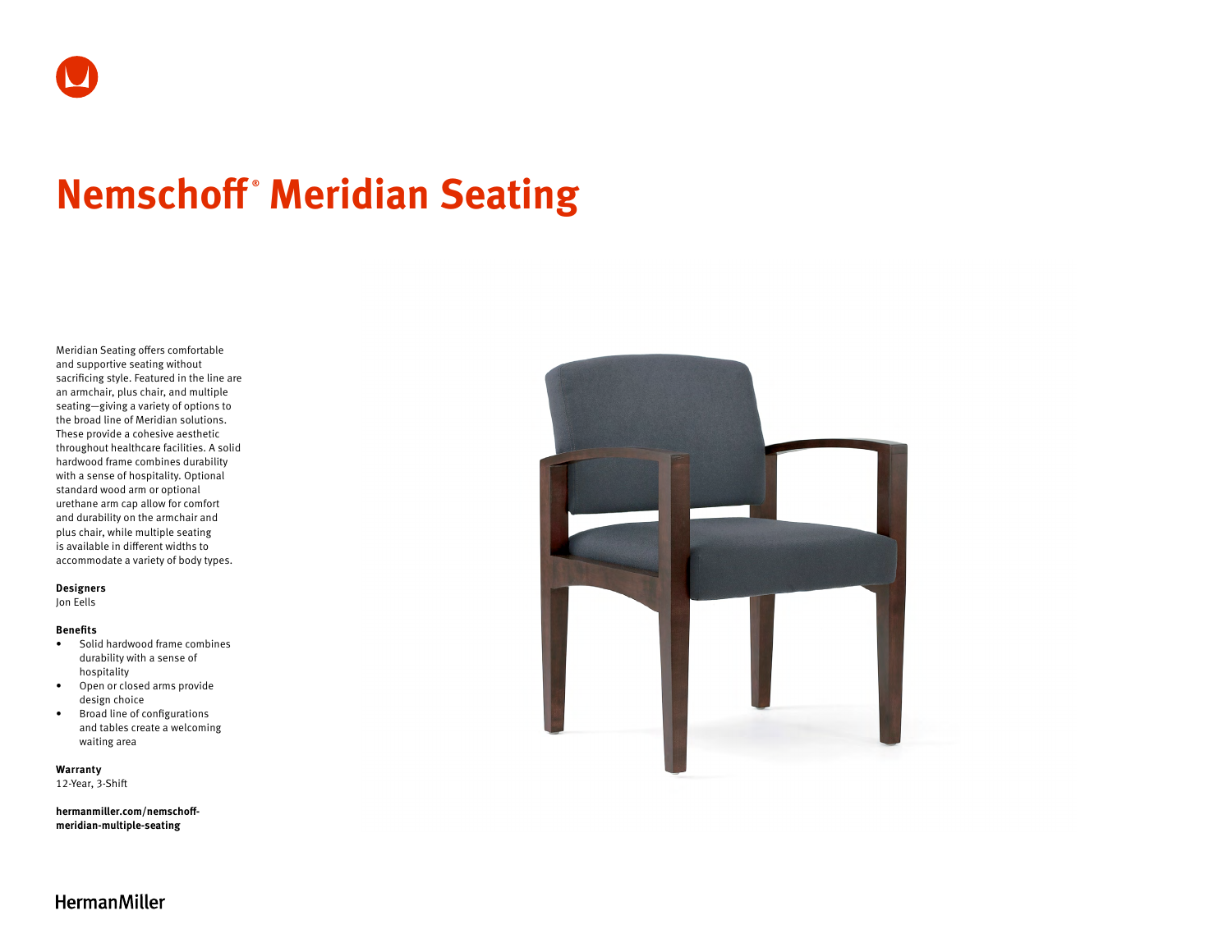# Nemschoff® Meridian Seating

Meridian Seating offers comfortable and supportive seating without sacrificing style. Featured in the line are an armchair, plus chair, and multiple seating—giving a variety of options to the broad line of Meridian solutions. These provide a cohesive aesthetic throughout healthcare facilities. A solid hardwood frame combines durability with a sense of hospitality. Optional standard wood arm or optional urethane arm cap allow for comfort and durability on the armchair and plus chair, while multiple seating is available in different widths to accommodate a variety of body types.

**Designers**
Jon Eells

**Benefits**

- Solid hardwood frame combines durability with a sense of hospitality
- Open or closed arms provide design choice
- Broad line of configurations and tables create a welcoming waiting area

**Warranty**
12-Year, 3-Shift

**hermanmiller.com/nemschoff-meridian-multiple-seating**

HermanMiller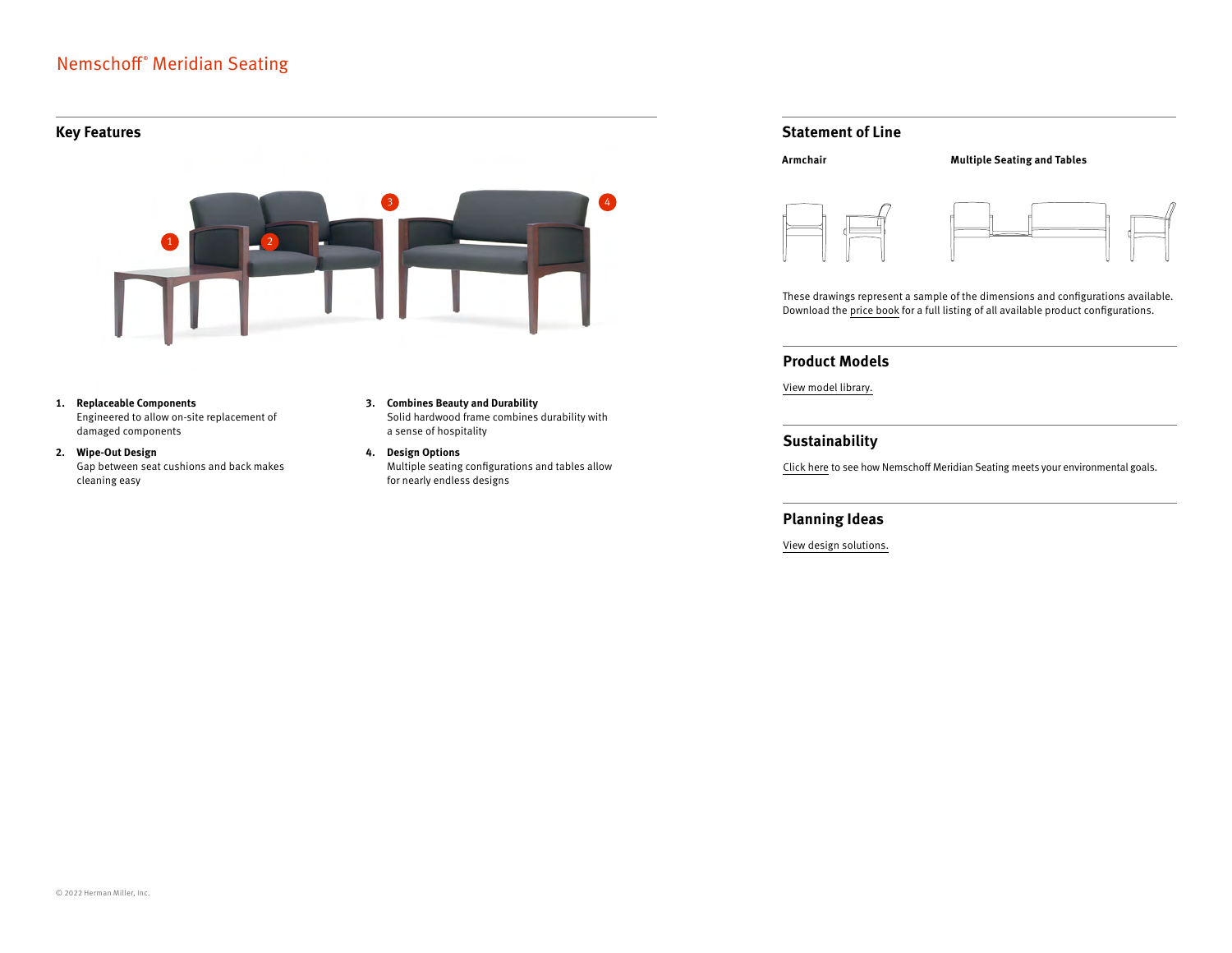# Nemschoff® Meridian Seating

## Key Features

1. **Replaceable Components**
   Engineered to allow on-site replacement of damaged components
2. **Wipe-Out Design**
   Gap between seat cushions and back makes cleaning easy
3. **Combines Beauty and Durability**
   Solid hardwood frame combines durability with a sense of hospitality
4. **Design Options**
   Multiple seating configurations and tables allow for nearly endless designs

## Statement of Line

**Armchair**

**Multiple Seating and Tables**

These drawings represent a sample of the dimensions and configurations available. Download the price book for a full listing of all available product configurations.

## Product Models

View model library.

## Sustainability

Click here to see how Nemschoff Meridian Seating meets your environmental goals.

## Planning Ideas

View design solutions.

© 2022 Herman Miller, Inc.